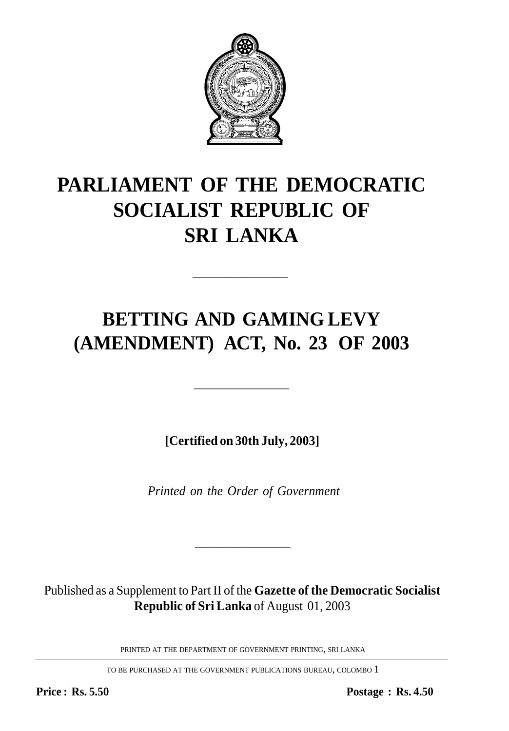# PARLIAMENT OF THE DEMOCRATIC SOCIALIST REPUBLIC OF SRI LANKA

---

# BETTING AND GAMING LEVY (AMENDMENT) ACT, No. 23 OF 2003

---

**[Certified on 30th July, 2003]**

*Printed on the Order of Government*

---

Published as a Supplement to Part II of the **Gazette of the Democratic Socialist Republic of Sri Lanka** of August 01, 2003

PRINTED AT THE DEPARTMENT OF GOVERNMENT PRINTING, SRI LANKA

TO BE PURCHASED AT THE GOVERNMENT PUBLICATIONS BUREAU, COLOMBO 1

**Price : Rs. 5.50** **Postage : Rs. 4.50**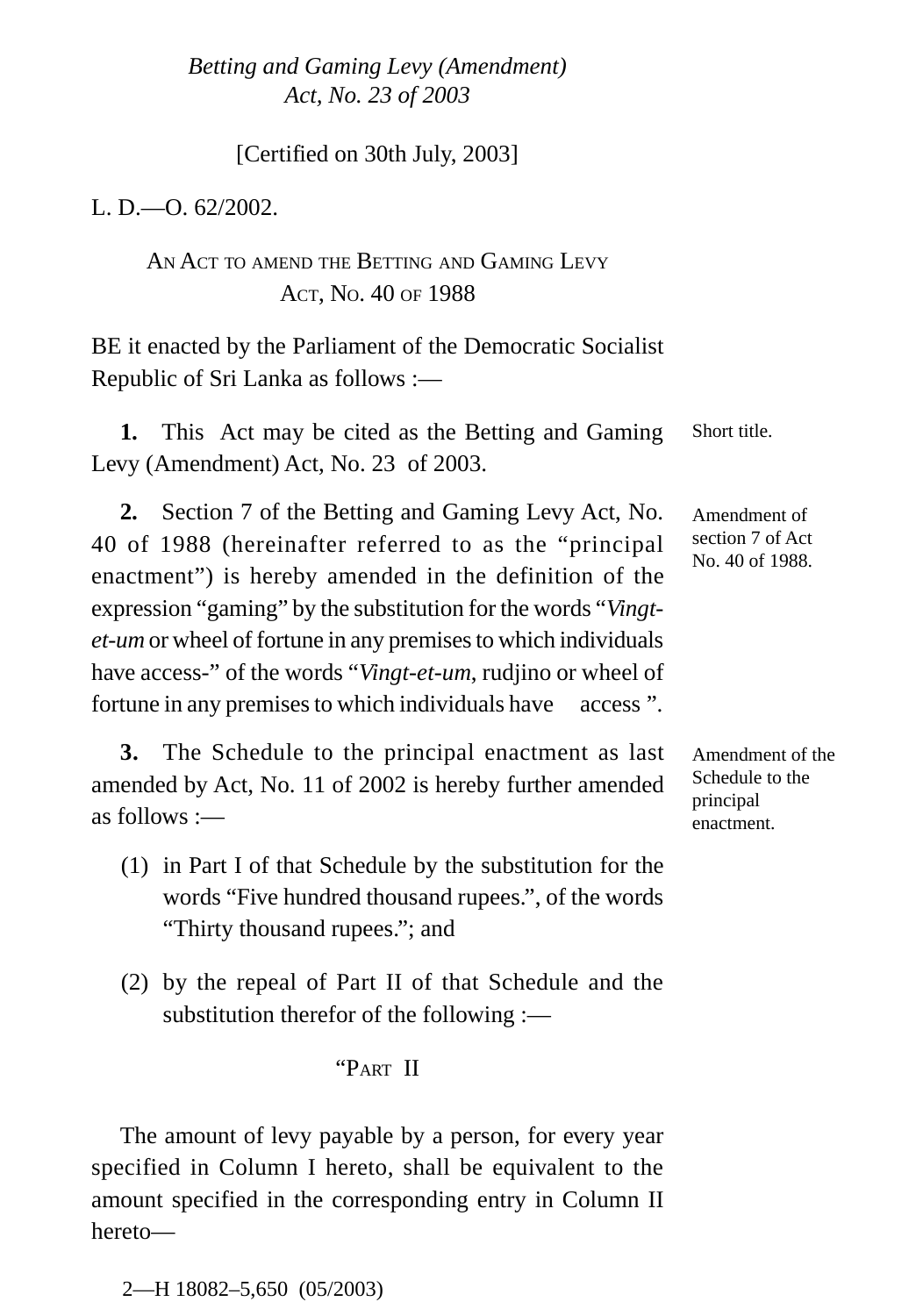*Betting and Gaming Levy (Amendment) Act, No. 23 of 2003*

[Certified on 30th July, 2003]

L. D.—O. 62/2002.

AN ACT TO AMEND THE BETTING AND GAMING LEVY ACT, NO. 40 OF 1988

BE it enacted by the Parliament of the Democratic Socialist Republic of Sri Lanka as follows :—

Short title.

**1.** This Act may be cited as the Betting and Gaming Levy (Amendment) Act, No. 23 of 2003.

Amendment of section 7 of Act No. 40 of 1988.

**2.** Section 7 of the Betting and Gaming Levy Act, No. 40 of 1988 (hereinafter referred to as the "principal enactment") is hereby amended in the definition of the expression "gaming" by the substitution for the words "*Vingt-et-um* or wheel of fortune in any premises to which individuals have access-" of the words "*Vingt-et-um*, rudjino or wheel of fortune in any premises to which individuals have access ".

Amendment of the Schedule to the principal enactment.

**3.** The Schedule to the principal enactment as last amended by Act, No. 11 of 2002 is hereby further amended as follows :—

(1) in Part I of that Schedule by the substitution for the words "Five hundred thousand rupees.", of the words "Thirty thousand rupees."; and

(2) by the repeal of Part II of that Schedule and the substitution therefor of the following :—

"PART II

The amount of levy payable by a person, for every year specified in Column I hereto, shall be equivalent to the amount specified in the corresponding entry in Column II hereto—

2—H 18082–5,650 (05/2003)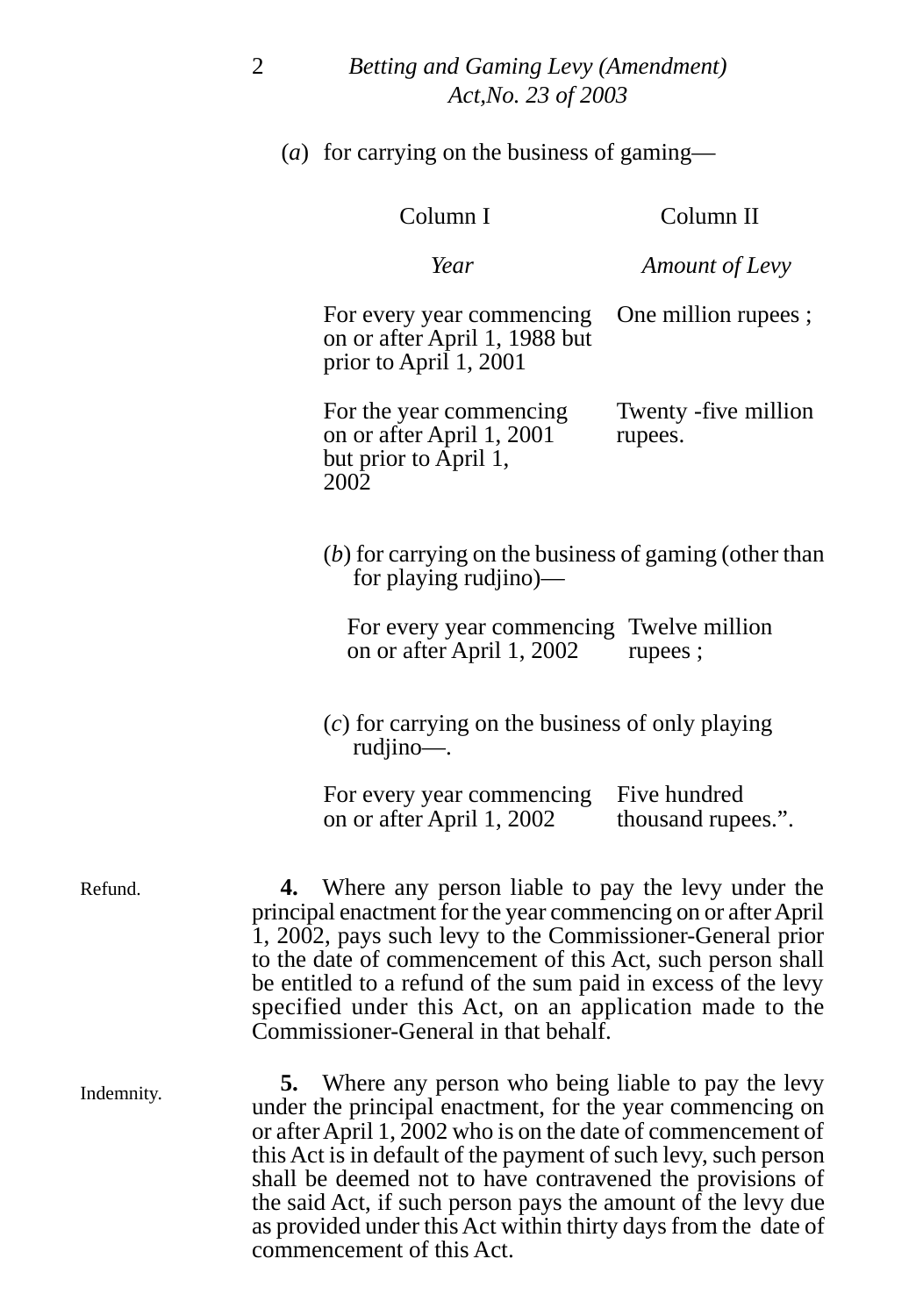(*a*) for carrying on the business of gaming—

| Column I | Column II |
|---|---|
| *Year* | *Amount of Levy* |
| For every year commencing on or after April 1, 1988 but prior to April 1, 2001 | One million rupees ; |
| For the year commencing on or after April 1, 2001 but prior to April 1, 2002 | Twenty -five million rupees. |

(*b*) for carrying on the business of gaming (other than for playing rudjino)—

| | |
|---|---|
| For every year commencing on or after April 1, 2002 | Twelve million rupees ; |

(*c*) for carrying on the business of only playing rudjino—.

| | |
|---|---|
| For every year commencing on or after April 1, 2002 | Five hundred thousand rupees.". |

Refund.

**4.** Where any person liable to pay the levy under the principal enactment for the year commencing on or after April 1, 2002, pays such levy to the Commissioner-General prior to the date of commencement of this Act, such person shall be entitled to a refund of the sum paid in excess of the levy specified under this Act, on an application made to the Commissioner-General in that behalf.

Indemnity.

**5.** Where any person who being liable to pay the levy under the principal enactment, for the year commencing on or after April 1, 2002 who is on the date of commencement of this Act is in default of the payment of such levy, such person shall be deemed not to have contravened the provisions of the said Act, if such person pays the amount of the levy due as provided under this Act within thirty days from the date of commencement of this Act.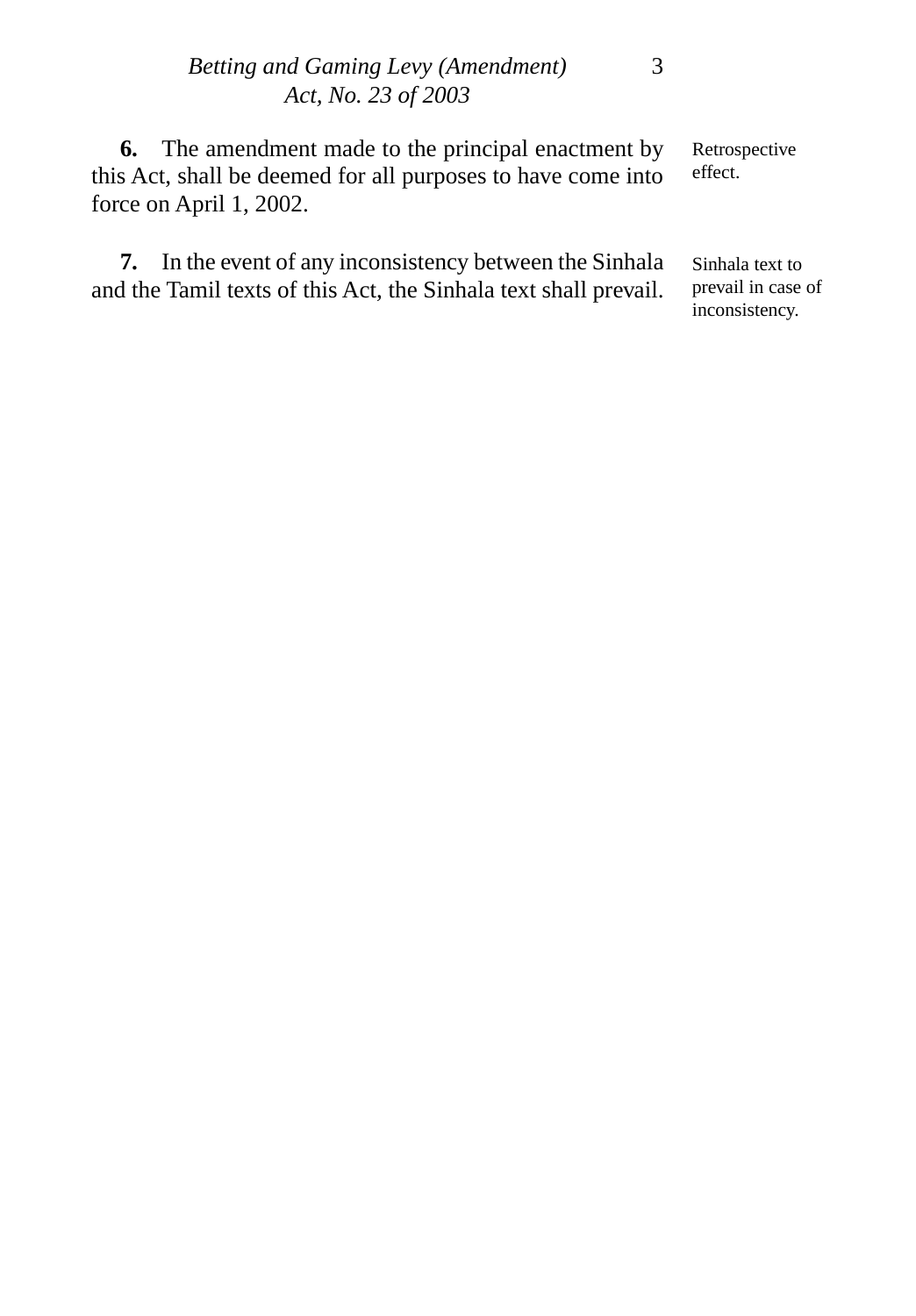**6.** The amendment made to the principal enactment by this Act, shall be deemed for all purposes to have come into force on April 1, 2002.

Retrospective effect.

**7.** In the event of any inconsistency between the Sinhala and the Tamil texts of this Act, the Sinhala text shall prevail.

Sinhala text to prevail in case of inconsistency.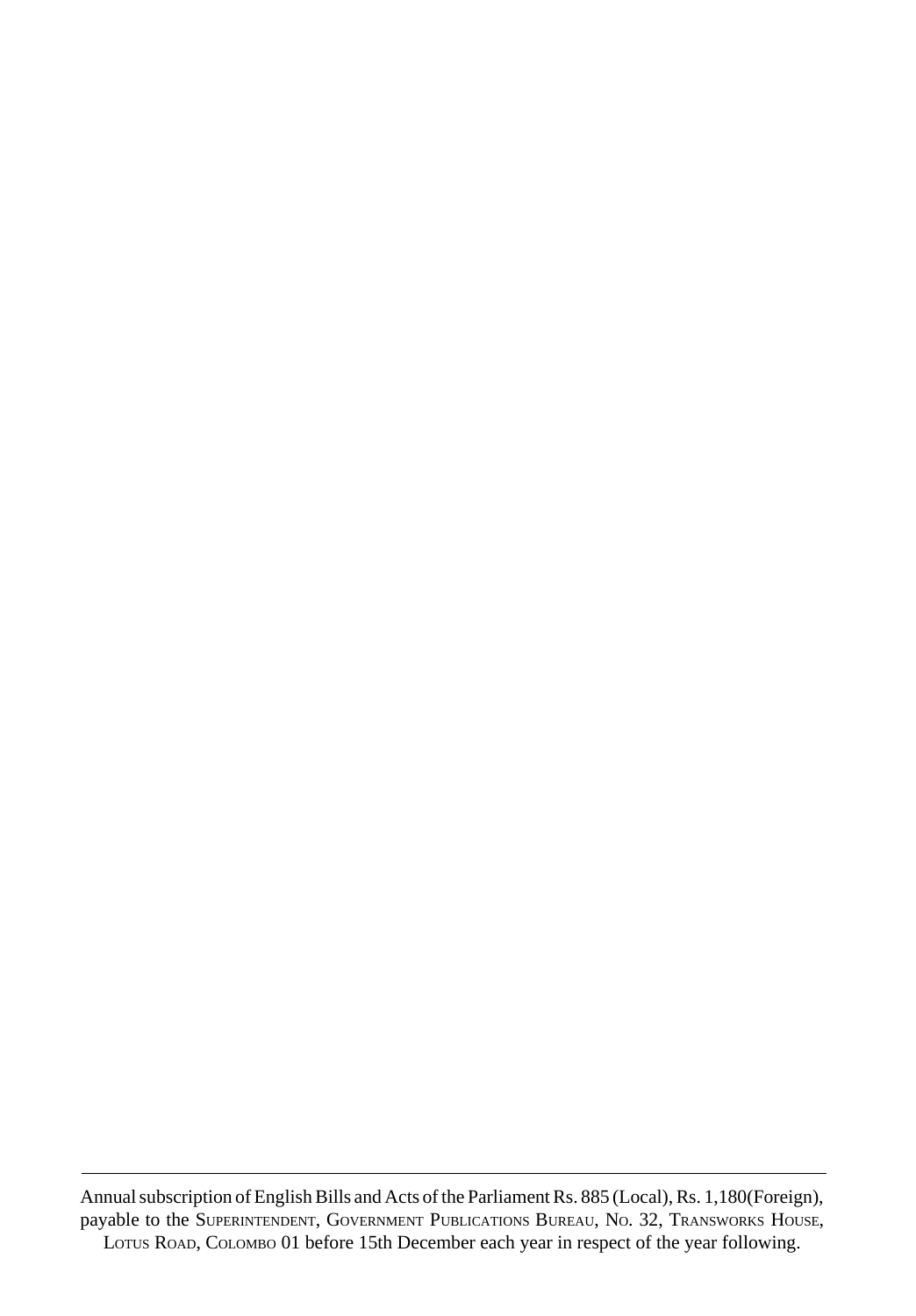Annual subscription of English Bills and Acts of the Parliament Rs. 885 (Local), Rs. 1,180(Foreign), payable to the SUPERINTENDENT, GOVERNMENT PUBLICATIONS BUREAU, NO. 32, TRANSWORKS HOUSE, LOTUS ROAD, COLOMBO 01 before 15th December each year in respect of the year following.